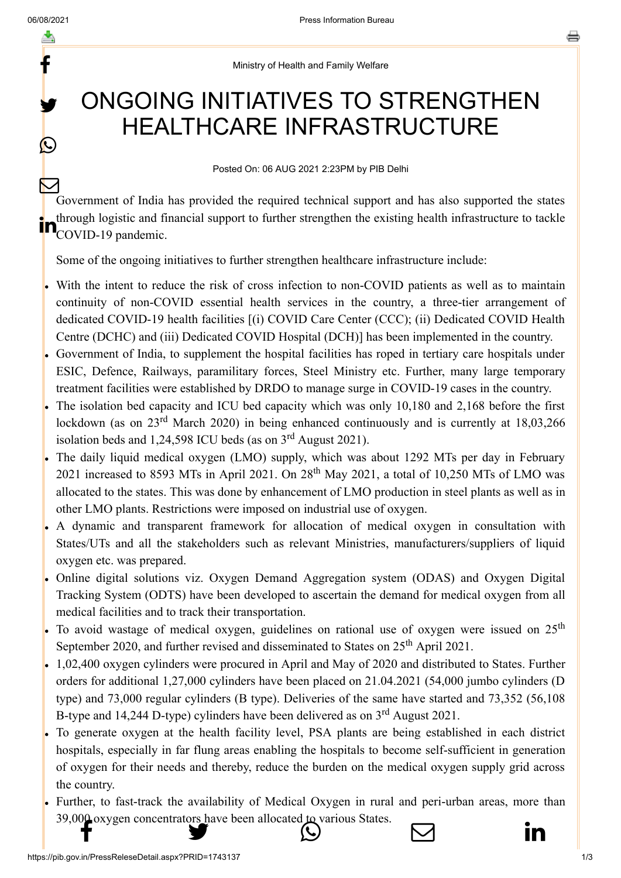Ministry of Health and Family Welfare

# ONGOING INITIATIVES TO STRENGTHEN HEALTHCARE INFRASTRUCTURE

Posted On: 06 AUG 2021 2:23PM by PIB Delhi

Government of India has provided the required technical support and has also supported the states through logistic and financial support to further strengthen the existing health infrastructure to tackle COVID-19 pandemic.

Some of the ongoing initiatives to further strengthen healthcare infrastructure include:

- With the intent to reduce the risk of cross infection to non-COVID patients as well as to maintain continuity of non-COVID essential health services in the country, a three-tier arrangement of dedicated COVID-19 health facilities [(i) COVID Care Center (CCC); (ii) Dedicated COVID Health Centre (DCHC) and (iii) Dedicated COVID Hospital (DCH)] has been implemented in the country.
- Government of India, to supplement the hospital facilities has roped in tertiary care hospitals under ESIC, Defence, Railways, paramilitary forces, Steel Ministry etc. Further, many large temporary treatment facilities were established by DRDO to manage surge in COVID-19 cases in the country.
- The isolation bed capacity and ICU bed capacity which was only 10,180 and 2,168 before the first lockdown (as on 23rd March 2020) in being enhanced continuously and is currently at 18,03,266 isolation beds and 1,24,598 ICU beds (as on 3rd August 2021).
- The daily liquid medical oxygen (LMO) supply, which was about 1292 MTs per day in February 2021 increased to 8593 MTs in April 2021. On 28th May 2021, a total of 10,250 MTs of LMO was allocated to the states. This was done by enhancement of LMO production in steel plants as well as in other LMO plants. Restrictions were imposed on industrial use of oxygen.
- A dynamic and transparent framework for allocation of medical oxygen in consultation with States/UTs and all the stakeholders such as relevant Ministries, manufacturers/suppliers of liquid oxygen etc. was prepared.
- Online digital solutions viz. Oxygen Demand Aggregation system (ODAS) and Oxygen Digital Tracking System (ODTS) have been developed to ascertain the demand for medical oxygen from all medical facilities and to track their transportation.
- To avoid wastage of medical oxygen, guidelines on rational use of oxygen were issued on 25th September 2020, and further revised and disseminated to States on 25th April 2021.
- 1,02,400 oxygen cylinders were procured in April and May of 2020 and distributed to States. Further orders for additional 1,27,000 cylinders have been placed on 21.04.2021 (54,000 jumbo cylinders (D type) and 73,000 regular cylinders (B type). Deliveries of the same have started and 73,352 (56,108 B-type and 14,244 D-type) cylinders have been delivered as on 3rd August 2021.
- To generate oxygen at the health facility level, PSA plants are being established in each district hospitals, especially in far flung areas enabling the hospitals to become self-sufficient in generation of oxygen for their needs and thereby, reduce the burden on the medical oxygen supply grid across the country.
- Further, to fast-track the availability of Medical Oxygen in rural and peri-urban areas, more than 39,000 oxygen concentrators have been allocated to various States.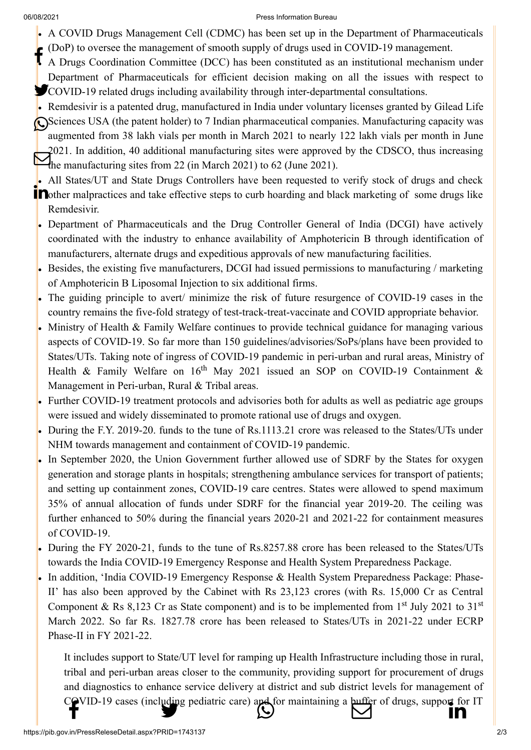- A COVID Drugs Management Cell (CDMC) has been set up in the Department of Pharmaceuticals (DoP) to oversee the management of smooth supply of drugs used in COVID-19 management.
- A Drugs Coordination Committee (DCC) has been constituted as an institutional mechanism under Department of Pharmaceuticals for efficient decision making on all the issues with respect to COVID-19 related drugs including availability through inter-departmental consultations.
- Remdesivir is a patented drug, manufactured in India under voluntary licenses granted by Gilead Life Sciences USA (the patent holder) to 7 Indian pharmaceutical companies. Manufacturing capacity was augmented from 38 lakh vials per month in March 2021 to nearly 122 lakh vials per month in June 2021. In addition, 40 additional manufacturing sites were approved by the CDSCO, thus increasing the manufacturing sites from 22 (in March 2021) to 62 (June 2021).
- All States/UT and State Drugs Controllers have been requested to verify stock of drugs and check other malpractices and take effective steps to curb hoarding and black marketing of some drugs like Remdesivir.
- Department of Pharmaceuticals and the Drug Controller General of India (DCGI) have actively coordinated with the industry to enhance availability of Amphotericin B through identification of manufacturers, alternate drugs and expeditious approvals of new manufacturing facilities.
- Besides, the existing five manufacturers, DCGI had issued permissions to manufacturing / marketing of Amphotericin B Liposomal Injection to six additional firms.
- The guiding principle to avert/ minimize the risk of future resurgence of COVID-19 cases in the country remains the five-fold strategy of test-track-treat-vaccinate and COVID appropriate behavior.
- Ministry of Health & Family Welfare continues to provide technical guidance for managing various aspects of COVID-19. So far more than 150 guidelines/advisories/SoPs/plans have been provided to States/UTs. Taking note of ingress of COVID-19 pandemic in peri-urban and rural areas, Ministry of Health & Family Welfare on 16th May 2021 issued an SOP on COVID-19 Containment & Management in Peri-urban, Rural & Tribal areas.
- Further COVID-19 treatment protocols and advisories both for adults as well as pediatric age groups were issued and widely disseminated to promote rational use of drugs and oxygen.
- During the F.Y. 2019-20. funds to the tune of Rs.1113.21 crore was released to the States/UTs under NHM towards management and containment of COVID-19 pandemic.
- In September 2020, the Union Government further allowed use of SDRF by the States for oxygen generation and storage plants in hospitals; strengthening ambulance services for transport of patients; and setting up containment zones, COVID-19 care centres. States were allowed to spend maximum 35% of annual allocation of funds under SDRF for the financial year 2019-20. The ceiling was further enhanced to 50% during the financial years 2020-21 and 2021-22 for containment measures of COVID-19.
- During the FY 2020-21, funds to the tune of Rs.8257.88 crore has been released to the States/UTs towards the India COVID-19 Emergency Response and Health System Preparedness Package.
- In addition, 'India COVID-19 Emergency Response & Health System Preparedness Package: Phase-II' has also been approved by the Cabinet with Rs 23,123 crores (with Rs. 15,000 Cr as Central Component & Rs 8,123 Cr as State component) and is to be implemented from 1st July 2021 to 31st March 2022. So far Rs. 1827.78 crore has been released to States/UTs in 2021-22 under ECRP Phase-II in FY 2021-22.

  It includes support to State/UT level for ramping up Health Infrastructure including those in rural, tribal and peri-urban areas closer to the community, providing support for procurement of drugs and diagnostics to enhance service delivery at district and sub district levels for management of COVID-19 cases (including pediatric care) and for maintaining a buffer of drugs, support for IT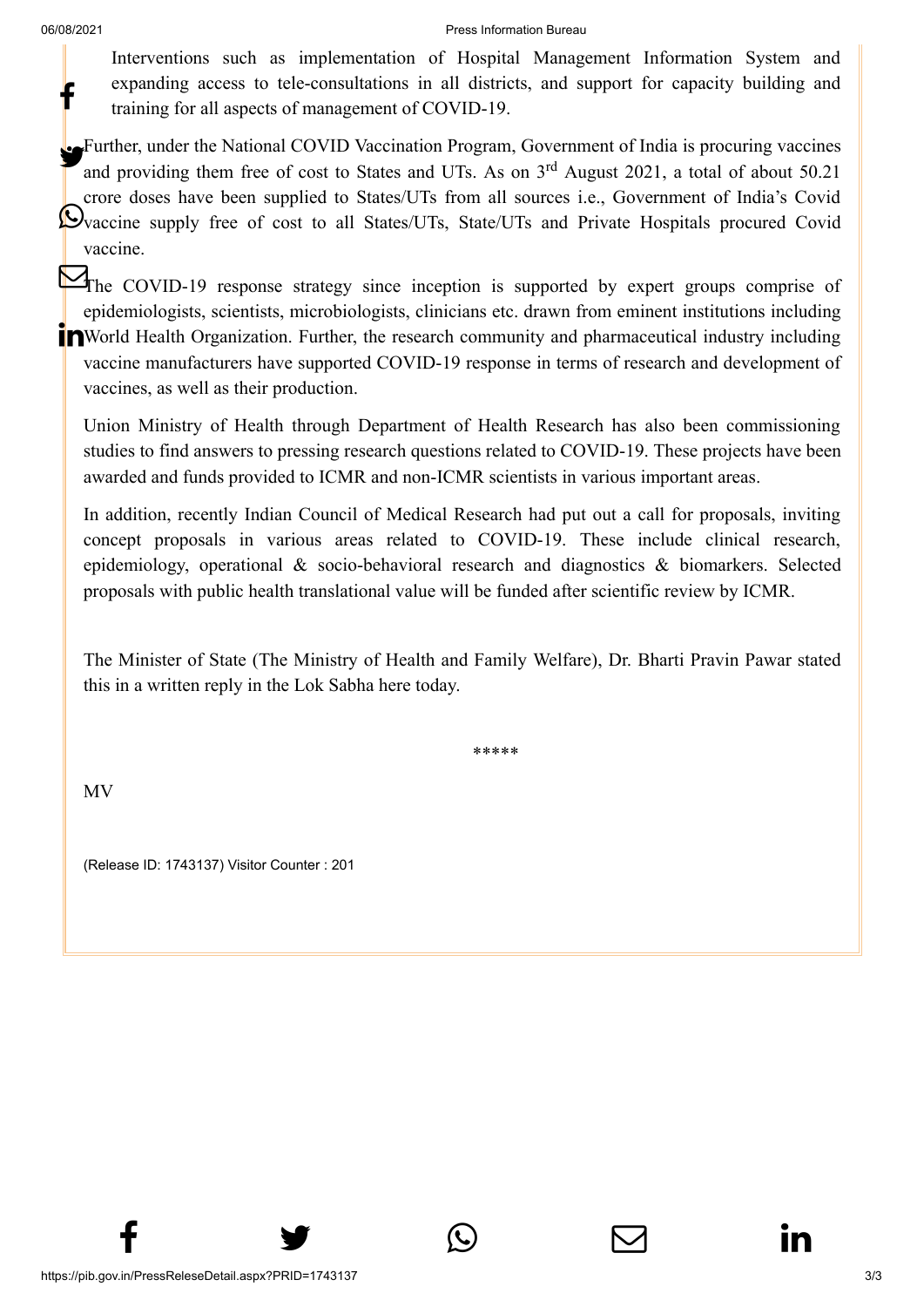Interventions such as implementation of Hospital Management Information System and expanding access to tele-consultations in all districts, and support for capacity building and training for all aspects of management of COVID-19.

Further, under the National COVID Vaccination Program, Government of India is procuring vaccines and providing them free of cost to States and UTs. As on 3rd August 2021, a total of about 50.21 crore doses have been supplied to States/UTs from all sources i.e., Government of India's Covid vaccine supply free of cost to all States/UTs, State/UTs and Private Hospitals procured Covid vaccine.

The COVID-19 response strategy since inception is supported by expert groups comprise of epidemiologists, scientists, microbiologists, clinicians etc. drawn from eminent institutions including World Health Organization. Further, the research community and pharmaceutical industry including vaccine manufacturers have supported COVID-19 response in terms of research and development of vaccines, as well as their production.

Union Ministry of Health through Department of Health Research has also been commissioning studies to find answers to pressing research questions related to COVID-19. These projects have been awarded and funds provided to ICMR and non-ICMR scientists in various important areas.

In addition, recently Indian Council of Medical Research had put out a call for proposals, inviting concept proposals in various areas related to COVID-19. These include clinical research, epidemiology, operational & socio-behavioral research and diagnostics & biomarkers. Selected proposals with public health translational value will be funded after scientific review by ICMR.

The Minister of State (The Ministry of Health and Family Welfare), Dr. Bharti Pravin Pawar stated this in a written reply in the Lok Sabha here today.

*****

MV

(Release ID: 1743137) Visitor Counter : 201